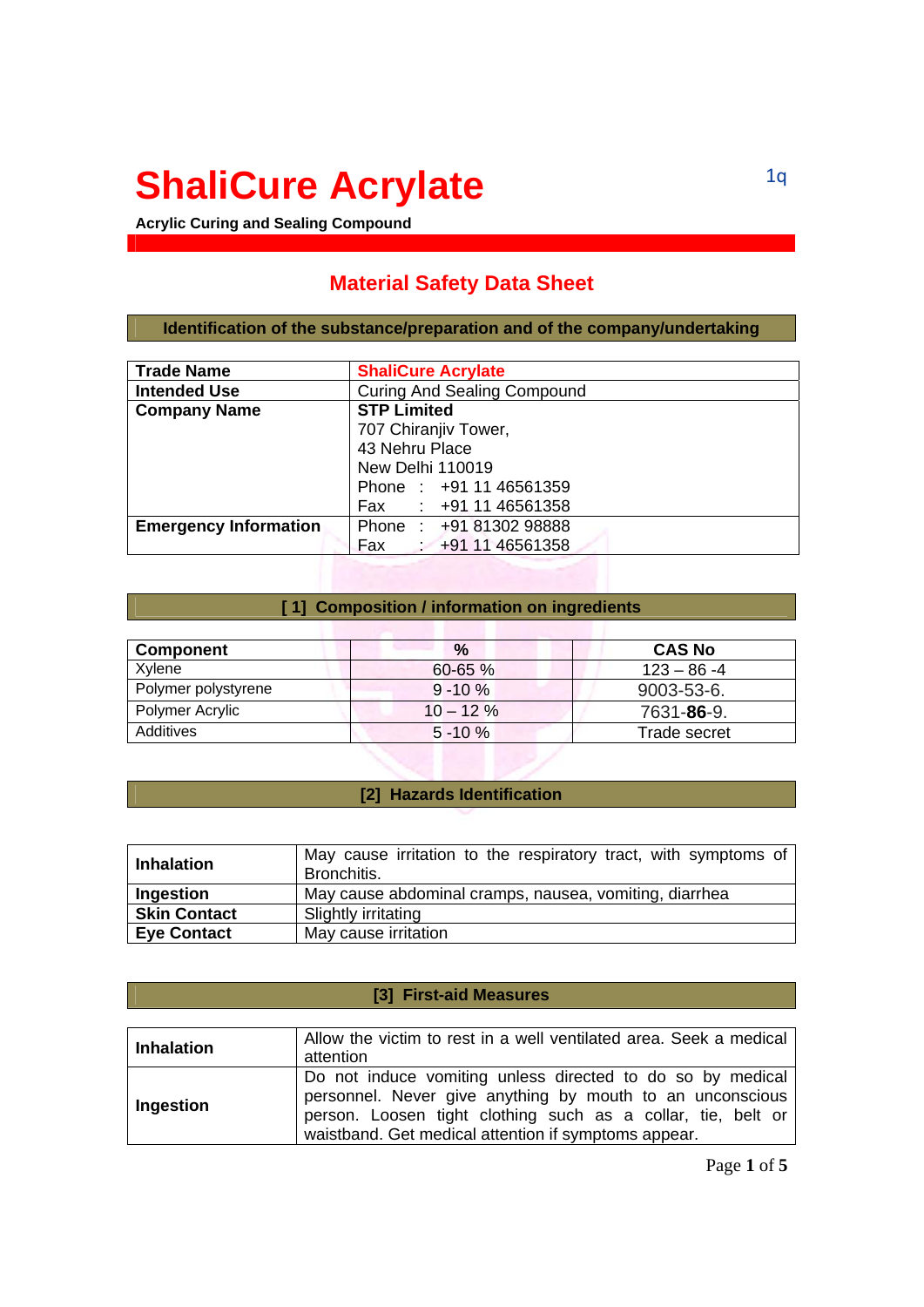# ShaliCure Acrylate

**Acrylic Curing and Sealing Compound**

## Material Safety Data Sheet

### Identification of the substance/preparation and of the company/undertaking

| **Trade Name** | ShaliCure Acrylate |
|---|---|
| **Intended Use** | Curing And Sealing Compound |
| **Company Name** | **STP Limited**<br>707 Chiranjiv Tower,<br>43 Nehru Place<br>New Delhi 110019<br>Phone : +91 11 46561359<br>Fax : +91 11 46561358 |
| **Emergency Information** | Phone : +91 81302 98888<br>Fax : +91 11 46561358 |

### [ 1] Composition / information on ingredients

| Component | % | CAS No |
|---|---|---|
| Xylene | 60-65 % | 123 – 86 -4 |
| Polymer polystyrene | 9 -10 % | 9003-53-6. |
| Polymer Acrylic | 10 – 12 % | 7631-**86**-9. |
| Additives | 5 -10 % | Trade secret |

### [2] Hazards Identification

| | |
|---|---|
| **Inhalation** | May cause irritation to the respiratory tract, with symptoms of Bronchitis. |
| **Ingestion** | May cause abdominal cramps, nausea, vomiting, diarrhea |
| **Skin Contact** | Slightly irritating |
| **Eye Contact** | May cause irritation |

### [3] First-aid Measures

| | |
|---|---|
| **Inhalation** | Allow the victim to rest in a well ventilated area. Seek a medical attention |
| **Ingestion** | Do not induce vomiting unless directed to do so by medical personnel. Never give anything by mouth to an unconscious person. Loosen tight clothing such as a collar, tie, belt or waistband. Get medical attention if symptoms appear. |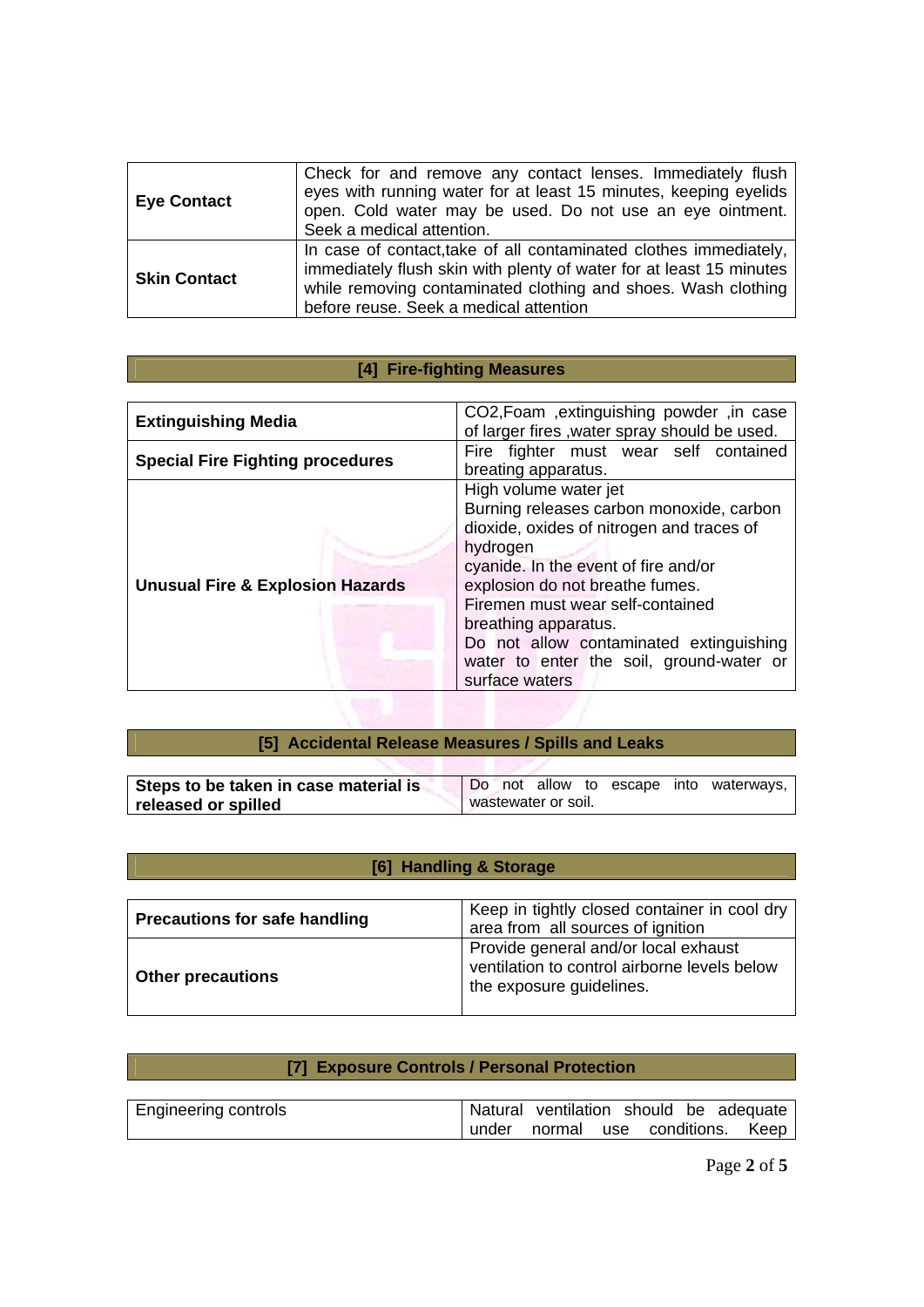| | |
|---|---|
| **Eye Contact** | Check for and remove any contact lenses. Immediately flush eyes with running water for at least 15 minutes, keeping eyelids open. Cold water may be used. Do not use an eye ointment. Seek a medical attention. |
| **Skin Contact** | In case of contact,take of all contaminated clothes immediately, immediately flush skin with plenty of water for at least 15 minutes while removing contaminated clothing and shoes. Wash clothing before reuse. Seek a medical attention |

## [4] Fire-fighting Measures

| | |
|---|---|
| **Extinguishing Media** | $CO_2$,Foam ,extinguishing powder ,in case of larger fires ,water spray should be used. |
| **Special Fire Fighting procedures** | Fire fighter must wear self contained breating apparatus. |
| **Unusual Fire & Explosion Hazards** | High volume water jet<br>Burning releases carbon monoxide, carbon dioxide, oxides of nitrogen and traces of hydrogen<br>cyanide. In the event of fire and/or explosion do not breathe fumes.<br>Firemen must wear self-contained breathing apparatus.<br>Do not allow contaminated extinguishing water to enter the soil, ground-water or surface waters |

## [5] Accidental Release Measures / Spills and Leaks

| | |
|---|---|
| **Steps to be taken in case material is released or spilled** | Do not allow to escape into waterways, wastewater or soil. |

## [6] Handling & Storage

| | |
|---|---|
| **Precautions for safe handling** | Keep in tightly closed container in cool dry area from all sources of ignition |
| **Other precautions** | Provide general and/or local exhaust ventilation to control airborne levels below the exposure guidelines. |

## [7] Exposure Controls / Personal Protection

| | |
|---|---|
| Engineering controls | Natural ventilation should be adequate under normal use conditions. Keep |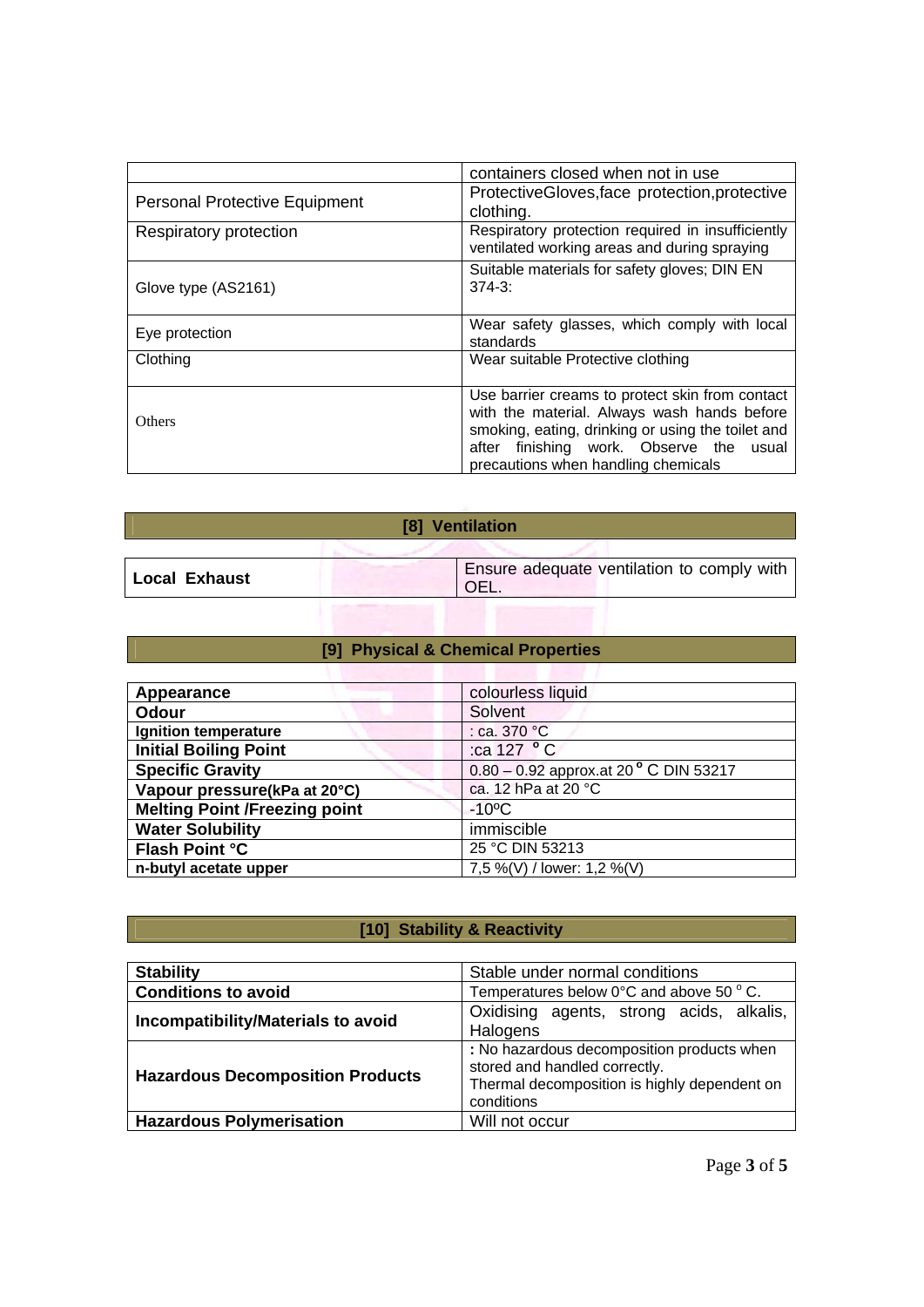| | containers closed when not in use |
|---|---|
| Personal Protective Equipment | ProtectiveGloves,face protection,protective clothing. |
| Respiratory protection | Respiratory protection required in insufficiently ventilated working areas and during spraying |
| Glove type (AS2161) | Suitable materials for safety gloves; DIN EN 374-3: |
| Eye protection | Wear safety glasses, which comply with local standards |
| Clothing | Wear suitable Protective clothing |
| Others | Use barrier creams to protect skin from contact with the material. Always wash hands before smoking, eating, drinking or using the toilet and after finishing work. Observe the usual precautions when handling chemicals |

## [8] Ventilation

| | |
|---|---|
| **Local Exhaust** | Ensure adequate ventilation to comply with OEL. |

## [9] Physical & Chemical Properties

| | |
|---|---|
| **Appearance** | colourless liquid |
| **Odour** | Solvent |
| **Ignition temperature** | : ca. 370 °C |
| **Initial Boiling Point** | :ca 127 °C |
| **Specific Gravity** | 0.80 – 0.92 approx.at 20 °C DIN 53217 |
| **Vapour pressure(kPa at 20°C)** | ca. 12 hPa at 20 °C |
| **Melting Point /Freezing point** | -10ºC |
| **Water Solubility** | immiscible |
| **Flash Point °C** | 25 °C DIN 53213 |
| **n-butyl acetate upper** | 7,5 %(V) / lower: 1,2 %(V) |

## [10] Stability & Reactivity

| | |
|---|---|
| **Stability** | Stable under normal conditions |
| **Conditions to avoid** | Temperatures below 0°C and above 50 °C. |
| **Incompatibility/Materials to avoid** | Oxidising agents, strong acids, alkalis, Halogens |
| **Hazardous Decomposition Products** | **:** No hazardous decomposition products when stored and handled correctly. Thermal decomposition is highly dependent on conditions |
| **Hazardous Polymerisation** | Will not occur |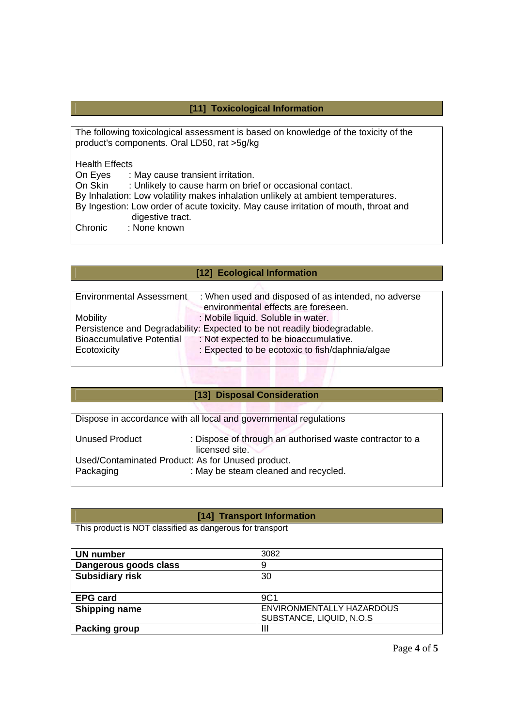## [11] Toxicological Information

The following toxicological assessment is based on knowledge of the toxicity of the product's components. Oral LD50, rat >5g/kg

Health Effects
On Eyes : May cause transient irritation.
On Skin : Unlikely to cause harm on brief or occasional contact.
By Inhalation: Low volatility makes inhalation unlikely at ambient temperatures.
By Ingestion: Low order of acute toxicity. May cause irritation of mouth, throat and digestive tract.
Chronic : None known

## [12] Ecological Information

Environmental Assessment : When used and disposed of as intended, no adverse environmental effects are foreseen.
Mobility : Mobile liquid. Soluble in water.
Persistence and Degradability: Expected to be not readily biodegradable.
Bioaccumulative Potential : Not expected to be bioaccumulative.
Ecotoxicity : Expected to be ecotoxic to fish/daphnia/algae

## [13] Disposal Consideration

Dispose in accordance with all local and governmental regulations

Unused Product : Dispose of through an authorised waste contractor to a licensed site.
Used/Contaminated Product: As for Unused product.
Packaging : May be steam cleaned and recycled.

## [14] Transport Information

This product is NOT classified as dangerous for transport

| | |
|---|---|
| **UN number** | 3082 |
| **Dangerous goods class** | 9 |
| **Subsidiary risk** | 30 |
| **EPG card** | 9C1 |
| **Shipping name** | ENVIRONMENTALLY HAZARDOUS SUBSTANCE, LIQUID, N.O.S |
| **Packing group** | III |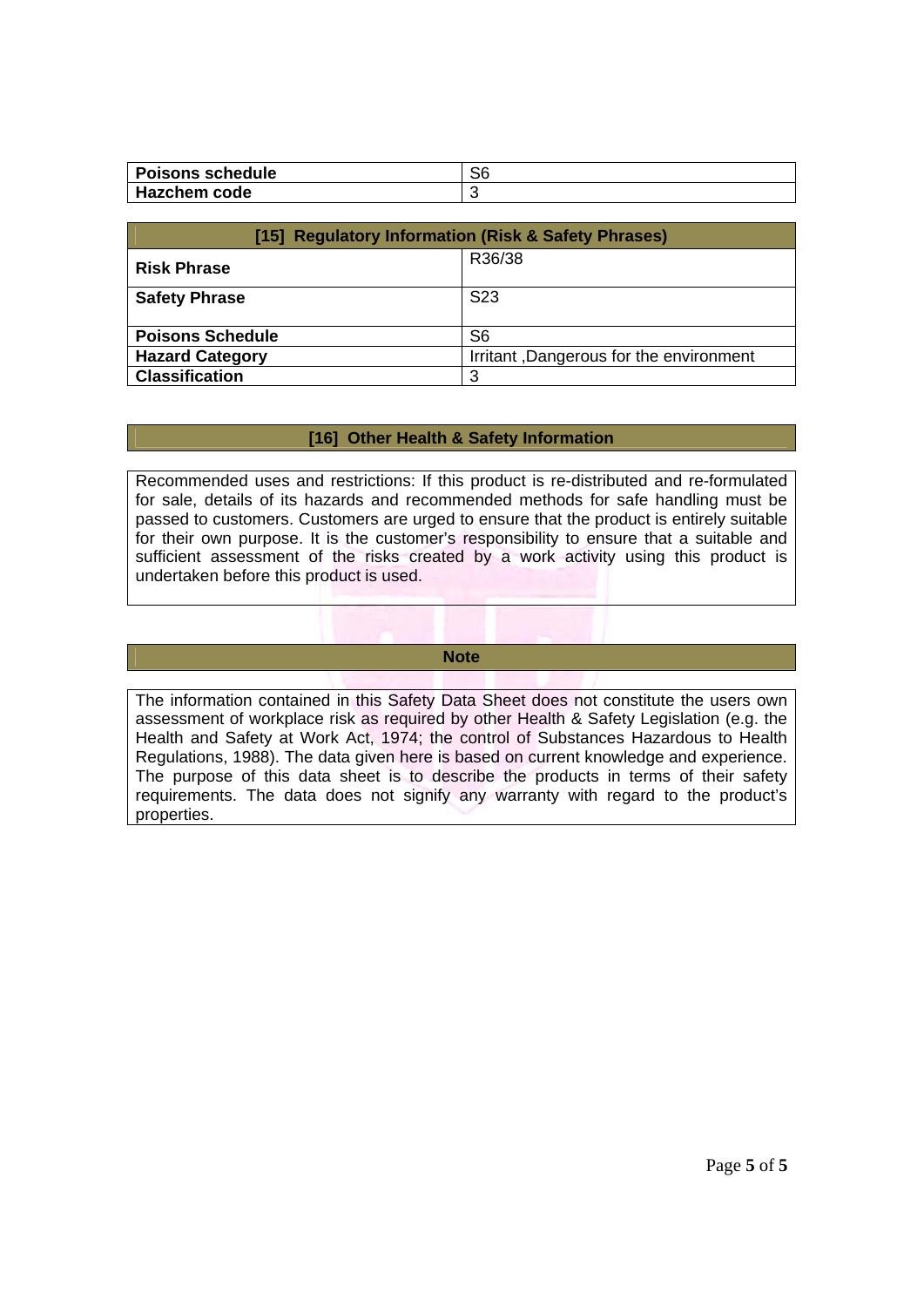| | |
|---|---|
| **Poisons schedule** | S6 |
| **Hazchem code** | 3 |

## [15] Regulatory Information (Risk & Safety Phrases)

| | |
|---|---|
| **Risk Phrase** | R36/38 |
| **Safety Phrase** | S23 |
| **Poisons Schedule** | S6 |
| **Hazard Category** | Irritant ,Dangerous for the environment |
| **Classification** | 3 |

## [16] Other Health & Safety Information

Recommended uses and restrictions: If this product is re-distributed and re-formulated for sale, details of its hazards and recommended methods for safe handling must be passed to customers. Customers are urged to ensure that the product is entirely suitable for their own purpose. It is the customer's responsibility to ensure that a suitable and sufficient assessment of the risks created by a work activity using this product is undertaken before this product is used.

## Note

The information contained in this Safety Data Sheet does not constitute the users own assessment of workplace risk as required by other Health & Safety Legislation (e.g. the Health and Safety at Work Act, 1974; the control of Substances Hazardous to Health Regulations, 1988). The data given here is based on current knowledge and experience. The purpose of this data sheet is to describe the products in terms of their safety requirements. The data does not signify any warranty with regard to the product's properties.